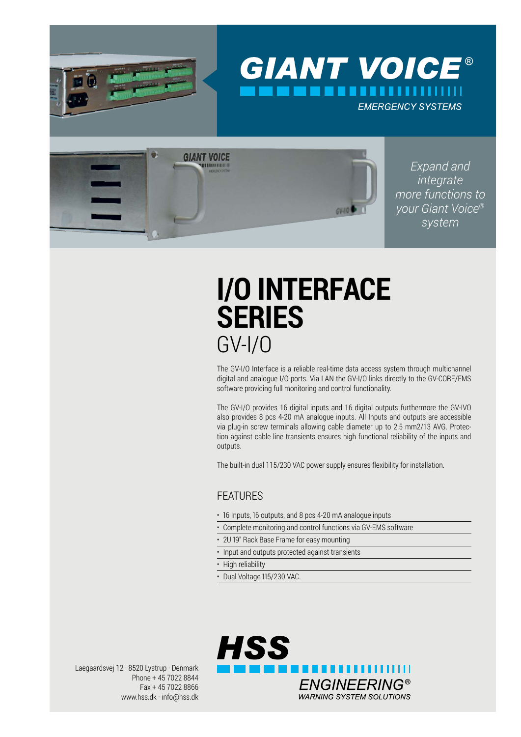# GIANT VOICE®

EMERGENCY SYSTEMS

*Expand and integrate more functions to your Giant Voice® system*

# I/O INTERFACE SERIES

## GV-I/O

The GV-I/O Interface is a reliable real-time data access system through multichannel digital and analogue I/O ports. Via LAN the GV-I/O links directly to the GV-CORE/EMS software providing full monitoring and control functionality.

The GV-I/O provides 16 digital inputs and 16 digital outputs furthermore the GV-IVO also provides 8 pcs 4-20 mA analogue inputs. All Inputs and outputs are accessible via plug-in screw terminals allowing cable diameter up to 2.5 mm2/13 AVG. Protection against cable line transients ensures high functional reliability of the inputs and outputs.

The built-in dual 115/230 VAC power supply ensures flexibility for installation.

### FEATURES

- 16 Inputs, 16 outputs, and 8 pcs 4-20 mA analogue inputs
- Complete monitoring and control functions via GV-EMS software
- 2U 19" Rack Base Frame for easy mounting
- Input and outputs protected against transients
- High reliability
- Dual Voltage 115/230 VAC.

Laegaardsvej 12 · 8520 Lystrup · Denmark
Phone + 45 7022 8844
Fax + 45 7022 8866
www.hss.dk · info@hss.dk

HSS ENGINEERING®
WARNING SYSTEM SOLUTIONS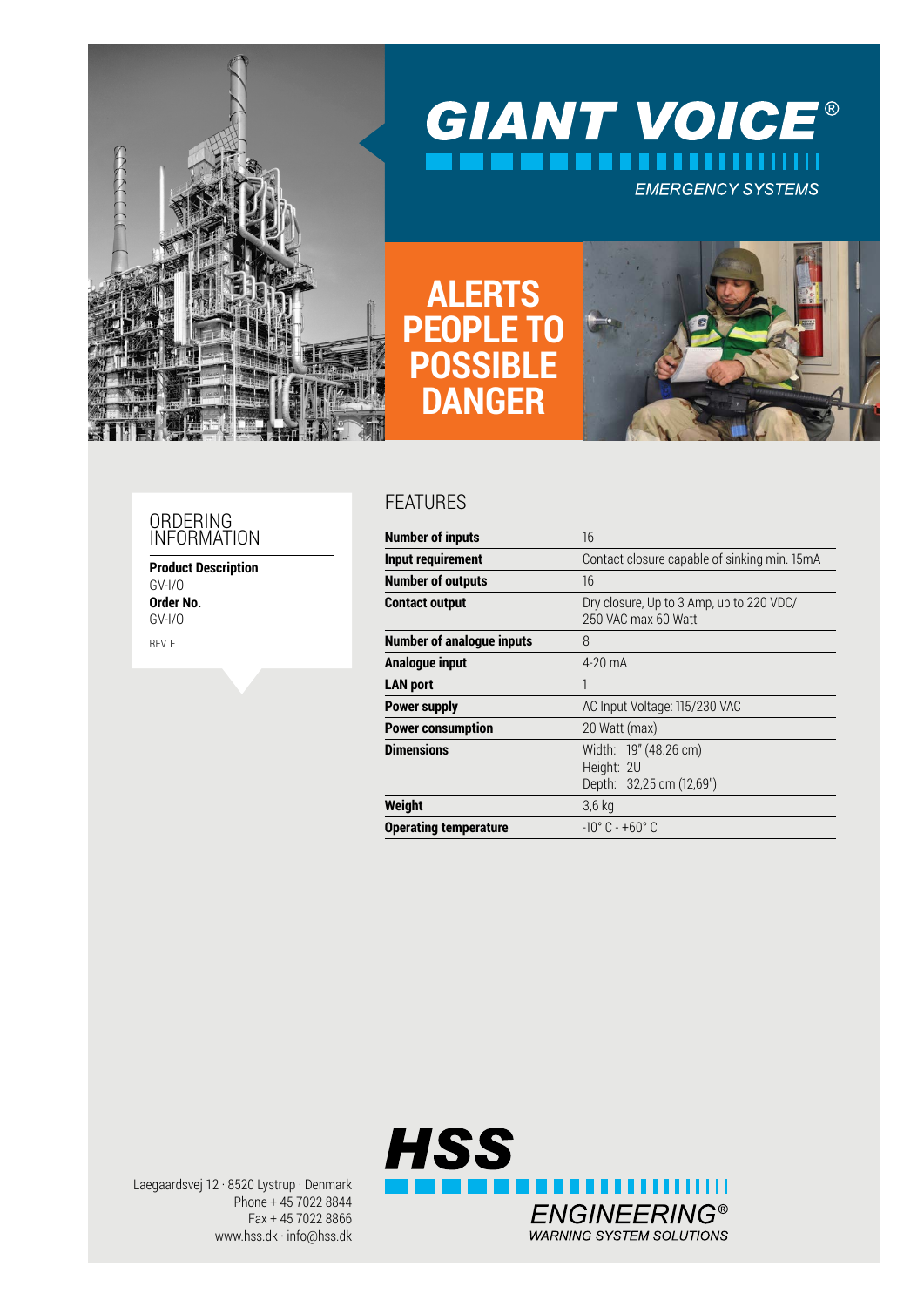# GIANT VOICE®

*EMERGENCY SYSTEMS*

## ALERTS PEOPLE TO POSSIBLE DANGER

## ORDERING INFORMATION

**Product Description**
GV-I/O

**Order No.**
GV-I/O

REV. E

## FEATURES

| | |
|---|---|
| **Number of inputs** | 16 |
| **Input requirement** | Contact closure capable of sinking min. 15mA |
| **Number of outputs** | 16 |
| **Contact output** | Dry closure, Up to 3 Amp, up to 220 VDC/ 250 VAC max 60 Watt |
| **Number of analogue inputs** | 8 |
| **Analogue input** | 4-20 mA |
| **LAN port** | 1 |
| **Power supply** | AC Input Voltage: 115/230 VAC |
| **Power consumption** | 20 Watt (max) |
| **Dimensions** | Width: 19" (48.26 cm)<br>Height: 2U<br>Depth: 32,25 cm (12,69") |
| **Weight** | 3,6 kg |
| **Operating temperature** | -10° C - +60° C |

Laegaardsvej 12 · 8520 Lystrup · Denmark
Phone + 45 7022 8844
Fax + 45 7022 8866
www.hss.dk · info@hss.dk

**HSS**
ENGINEERING®
*WARNING SYSTEM SOLUTIONS*